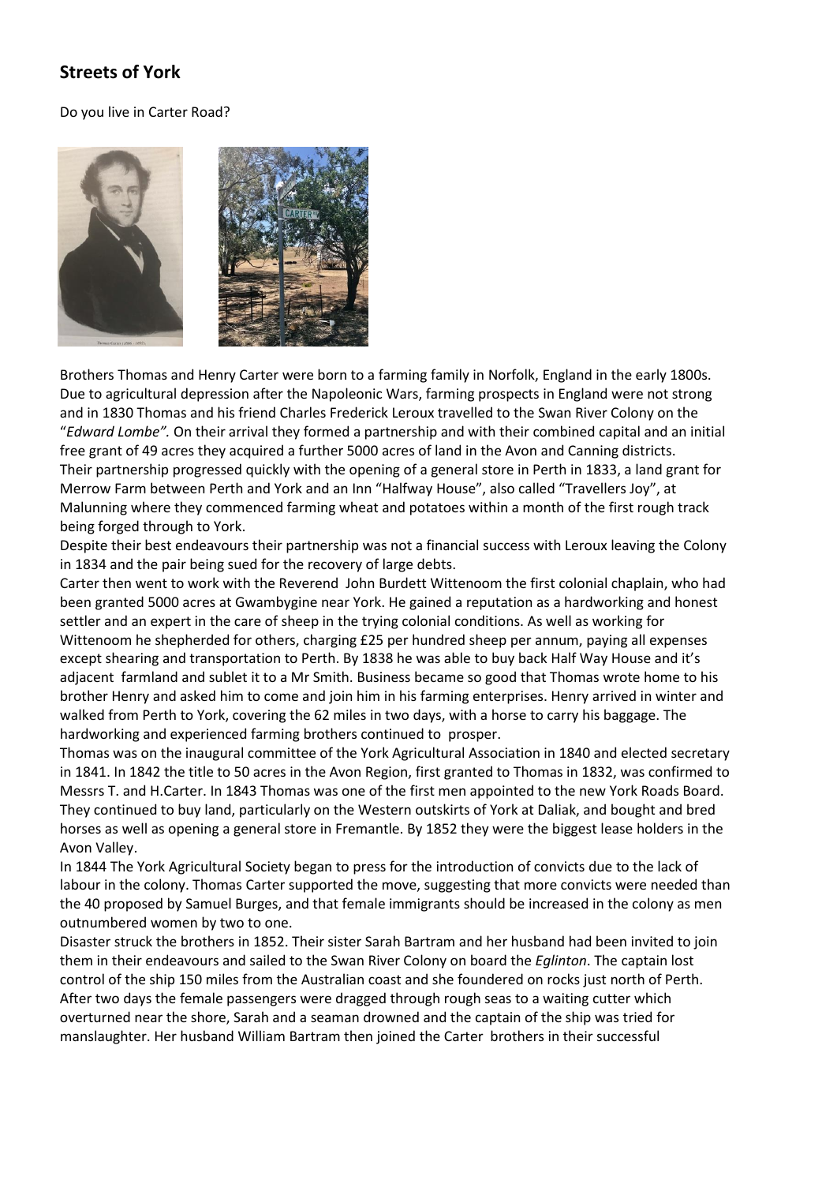## Streets of York

Do you live in Carter Road?

Brothers Thomas and Henry Carter were born to a farming family in Norfolk, England in the early 1800s. Due to agricultural depression after the Napoleonic Wars, farming prospects in England were not strong and in 1830 Thomas and his friend Charles Frederick Leroux travelled to the Swan River Colony on the "*Edward Lombe".* On their arrival they formed a partnership and with their combined capital and an initial free grant of 49 acres they acquired a further 5000 acres of land in the Avon and Canning districts. Their partnership progressed quickly with the opening of a general store in Perth in 1833, a land grant for Merrow Farm between Perth and York and an Inn "Halfway House", also called "Travellers Joy", at Malunning where they commenced farming wheat and potatoes within a month of the first rough track being forged through to York.

Despite their best endeavours their partnership was not a financial success with Leroux leaving the Colony in 1834 and the pair being sued for the recovery of large debts.

Carter then went to work with the Reverend John Burdett Wittenoom the first colonial chaplain, who had been granted 5000 acres at Gwambygine near York. He gained a reputation as a hardworking and honest settler and an expert in the care of sheep in the trying colonial conditions. As well as working for Wittenoom he shepherded for others, charging £25 per hundred sheep per annum, paying all expenses except shearing and transportation to Perth. By 1838 he was able to buy back Half Way House and it's adjacent farmland and sublet it to a Mr Smith. Business became so good that Thomas wrote home to his brother Henry and asked him to come and join him in his farming enterprises. Henry arrived in winter and walked from Perth to York, covering the 62 miles in two days, with a horse to carry his baggage. The hardworking and experienced farming brothers continued to prosper.

Thomas was on the inaugural committee of the York Agricultural Association in 1840 and elected secretary in 1841. In 1842 the title to 50 acres in the Avon Region, first granted to Thomas in 1832, was confirmed to Messrs T. and H.Carter. In 1843 Thomas was one of the first men appointed to the new York Roads Board. They continued to buy land, particularly on the Western outskirts of York at Daliak, and bought and bred horses as well as opening a general store in Fremantle. By 1852 they were the biggest lease holders in the Avon Valley.

In 1844 The York Agricultural Society began to press for the introduction of convicts due to the lack of labour in the colony. Thomas Carter supported the move, suggesting that more convicts were needed than the 40 proposed by Samuel Burges, and that female immigrants should be increased in the colony as men outnumbered women by two to one.

Disaster struck the brothers in 1852. Their sister Sarah Bartram and her husband had been invited to join them in their endeavours and sailed to the Swan River Colony on board the *Eglinton*. The captain lost control of the ship 150 miles from the Australian coast and she foundered on rocks just north of Perth. After two days the female passengers were dragged through rough seas to a waiting cutter which overturned near the shore, Sarah and a seaman drowned and the captain of the ship was tried for manslaughter. Her husband William Bartram then joined the Carter brothers in their successful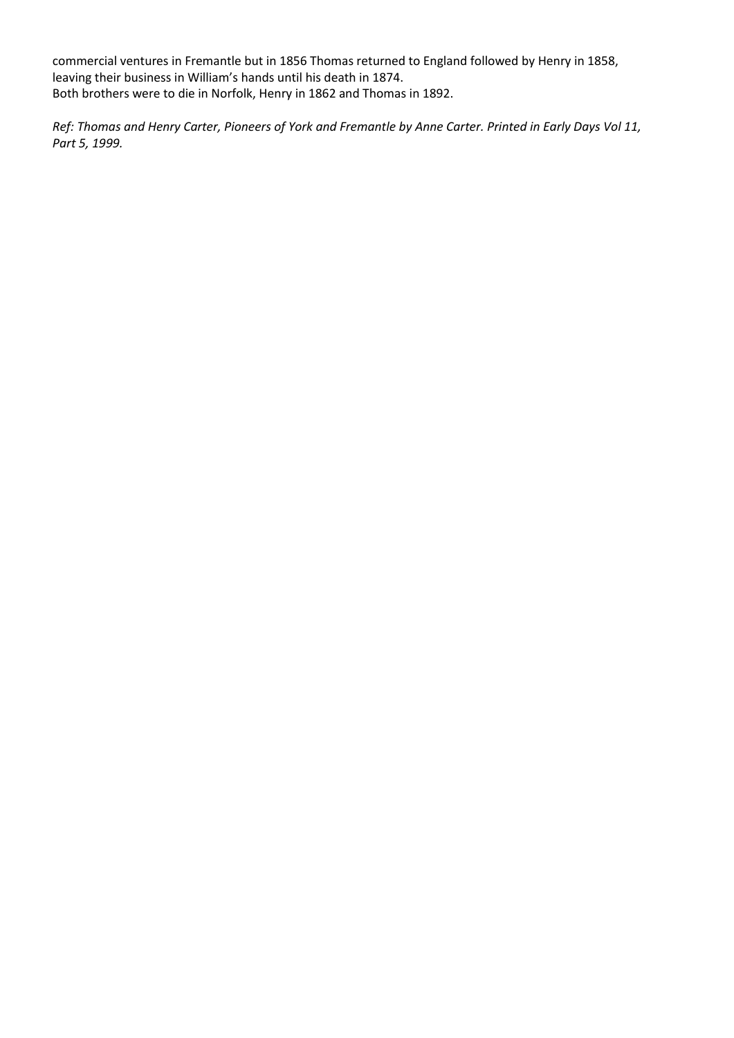commercial ventures in Fremantle but in 1856 Thomas returned to England followed by Henry in 1858, leaving their business in William's hands until his death in 1874.
Both brothers were to die in Norfolk, Henry in 1862 and Thomas in 1892.

*Ref: Thomas and Henry Carter, Pioneers of York and Fremantle by Anne Carter. Printed in Early Days Vol 11, Part 5, 1999.*